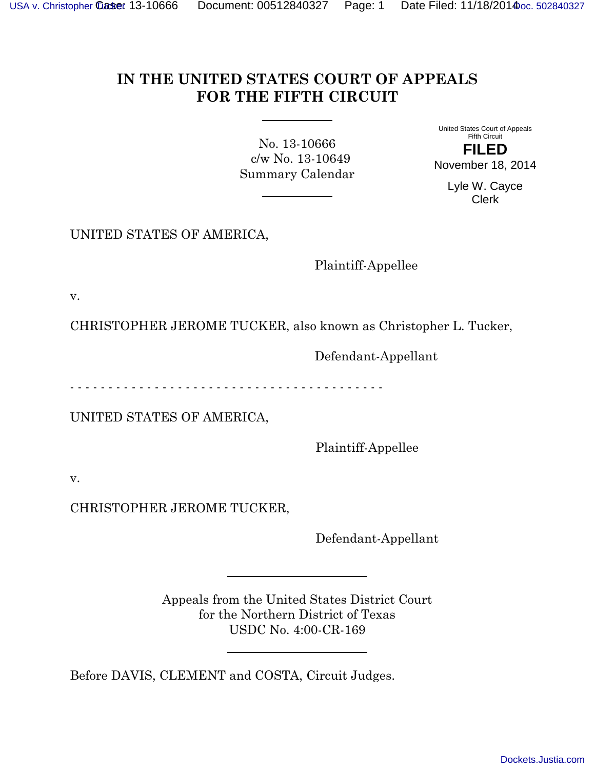# IN THE UNITED STATES COURT OF APPEALS FOR THE FIFTH CIRCUIT

No. 13-10666
c/w No. 13-10649
Summary Calendar

United States Court of Appeals
Fifth Circuit

**FILED**

November 18, 2014

Lyle W. Cayce
Clerk

UNITED STATES OF AMERICA,

Plaintiff-Appellee

v.

CHRISTOPHER JEROME TUCKER, also known as Christopher L. Tucker,

Defendant-Appellant

- - - - - - - - - - - - - - - - - - - - - - - - - - - - - - - - - - - - - - - - - -

UNITED STATES OF AMERICA,

Plaintiff-Appellee

v.

CHRISTOPHER JEROME TUCKER,

Defendant-Appellant

Appeals from the United States District Court
for the Northern District of Texas
USDC No. 4:00-CR-169

Before DAVIS, CLEMENT and COSTA, Circuit Judges.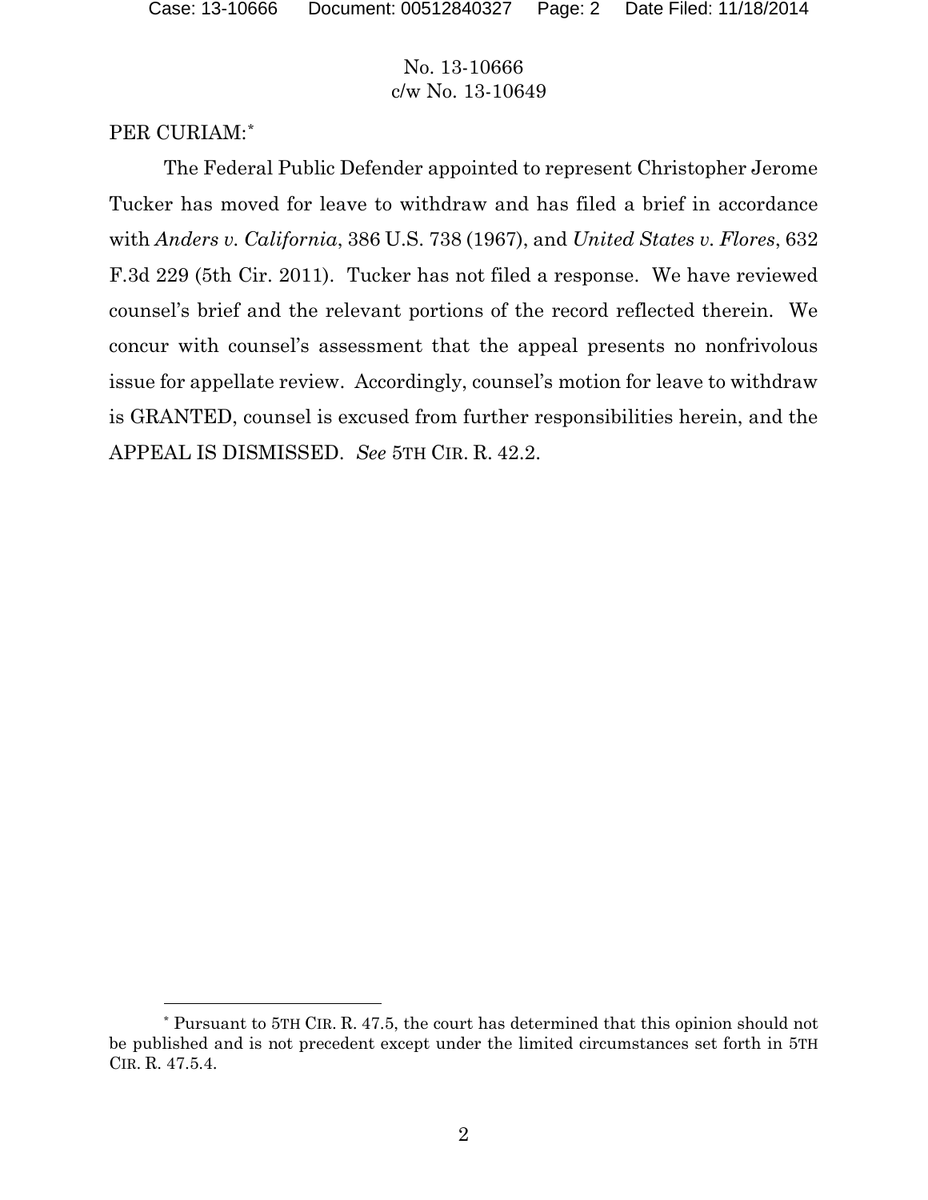No. 13-10666
c/w No. 13-10649

PER CURIAM:[*]

The Federal Public Defender appointed to represent Christopher Jerome Tucker has moved for leave to withdraw and has filed a brief in accordance with *Anders v. California*, 386 U.S. 738 (1967), and *United States v. Flores*, 632 F.3d 229 (5th Cir. 2011). Tucker has not filed a response. We have reviewed counsel's brief and the relevant portions of the record reflected therein. We concur with counsel's assessment that the appeal presents no nonfrivolous issue for appellate review. Accordingly, counsel's motion for leave to withdraw is GRANTED, counsel is excused from further responsibilities herein, and the APPEAL IS DISMISSED. *See* 5TH CIR. R. 42.2.

---

[*] Pursuant to 5TH CIR. R. 47.5, the court has determined that this opinion should not be published and is not precedent except under the limited circumstances set forth in 5TH CIR. R. 47.5.4.